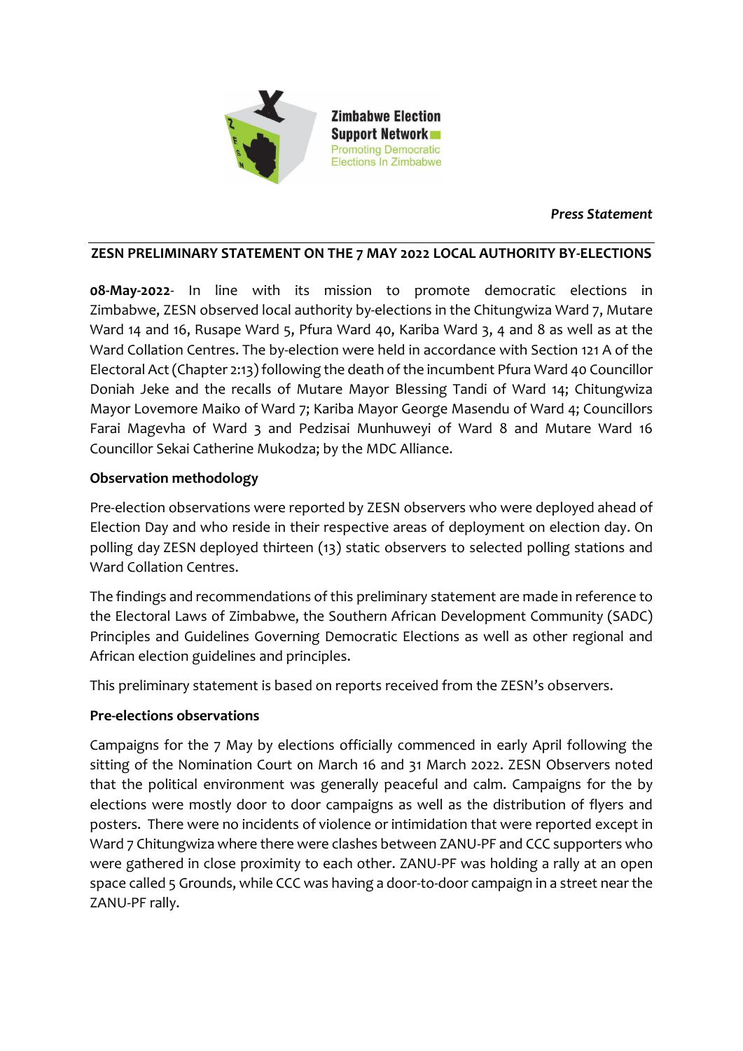Zimbabwe Election Support Network
Promoting Democratic Elections In Zimbabwe

*Press Statement*

## ZESN PRELIMINARY STATEMENT ON THE 7 MAY 2022 LOCAL AUTHORITY BY-ELECTIONS

**08-May-2022**- In line with its mission to promote democratic elections in Zimbabwe, ZESN observed local authority by-elections in the Chitungwiza Ward 7, Mutare Ward 14 and 16, Rusape Ward 5, Pfura Ward 40, Kariba Ward 3, 4 and 8 as well as at the Ward Collation Centres. The by-election were held in accordance with Section 121 A of the Electoral Act (Chapter 2:13) following the death of the incumbent Pfura Ward 40 Councillor Doniah Jeke and the recalls of Mutare Mayor Blessing Tandi of Ward 14; Chitungwiza Mayor Lovemore Maiko of Ward 7; Kariba Mayor George Masendu of Ward 4; Councillors Farai Magevha of Ward 3 and Pedzisai Munhuweyi of Ward 8 and Mutare Ward 16 Councillor Sekai Catherine Mukodza; by the MDC Alliance.

### Observation methodology

Pre-election observations were reported by ZESN observers who were deployed ahead of Election Day and who reside in their respective areas of deployment on election day. On polling day ZESN deployed thirteen (13) static observers to selected polling stations and Ward Collation Centres.

The findings and recommendations of this preliminary statement are made in reference to the Electoral Laws of Zimbabwe, the Southern African Development Community (SADC) Principles and Guidelines Governing Democratic Elections as well as other regional and African election guidelines and principles.

This preliminary statement is based on reports received from the ZESN's observers.

### Pre-elections observations

Campaigns for the 7 May by elections officially commenced in early April following the sitting of the Nomination Court on March 16 and 31 March 2022. ZESN Observers noted that the political environment was generally peaceful and calm. Campaigns for the by elections were mostly door to door campaigns as well as the distribution of flyers and posters. There were no incidents of violence or intimidation that were reported except in Ward 7 Chitungwiza where there were clashes between ZANU-PF and CCC supporters who were gathered in close proximity to each other. ZANU-PF was holding a rally at an open space called 5 Grounds, while CCC was having a door-to-door campaign in a street near the ZANU-PF rally.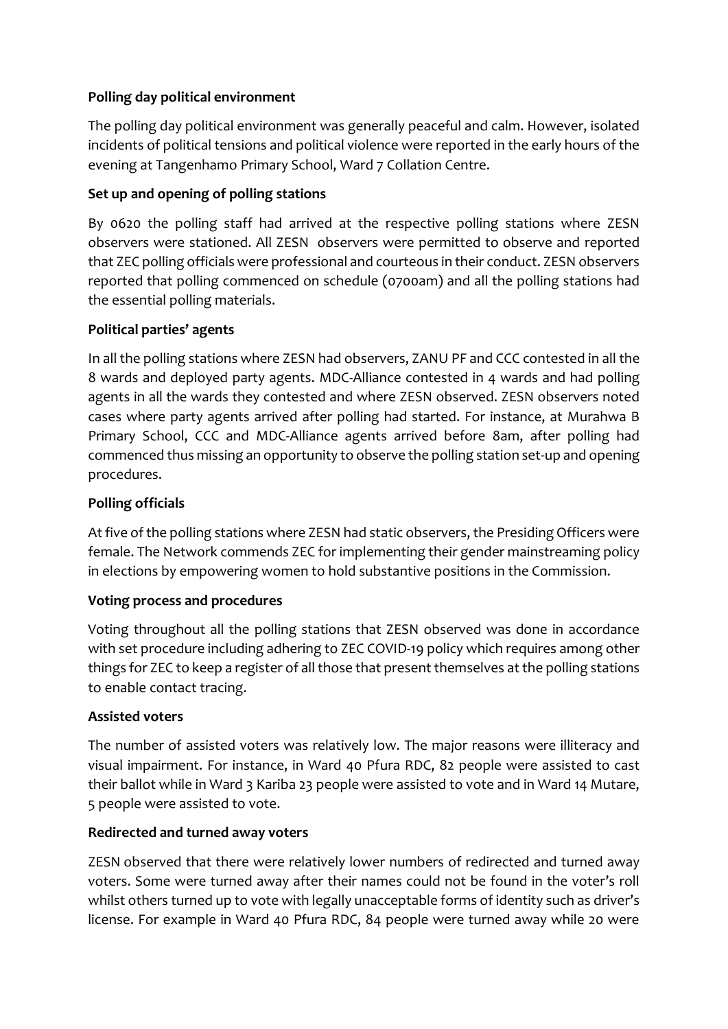**Polling day political environment**

The polling day political environment was generally peaceful and calm. However, isolated incidents of political tensions and political violence were reported in the early hours of the evening at Tangenhamo Primary School, Ward 7 Collation Centre.

**Set up and opening of polling stations**

By 0620 the polling staff had arrived at the respective polling stations where ZESN observers were stationed. All ZESN observers were permitted to observe and reported that ZEC polling officials were professional and courteous in their conduct. ZESN observers reported that polling commenced on schedule (0700am) and all the polling stations had the essential polling materials.

**Political parties' agents**

In all the polling stations where ZESN had observers, ZANU PF and CCC contested in all the 8 wards and deployed party agents. MDC-Alliance contested in 4 wards and had polling agents in all the wards they contested and where ZESN observed. ZESN observers noted cases where party agents arrived after polling had started. For instance, at Murahwa B Primary School, CCC and MDC-Alliance agents arrived before 8am, after polling had commenced thus missing an opportunity to observe the polling station set-up and opening procedures.

**Polling officials**

At five of the polling stations where ZESN had static observers, the Presiding Officers were female. The Network commends ZEC for implementing their gender mainstreaming policy in elections by empowering women to hold substantive positions in the Commission.

**Voting process and procedures**

Voting throughout all the polling stations that ZESN observed was done in accordance with set procedure including adhering to ZEC COVID-19 policy which requires among other things for ZEC to keep a register of all those that present themselves at the polling stations to enable contact tracing.

**Assisted voters**

The number of assisted voters was relatively low. The major reasons were illiteracy and visual impairment. For instance, in Ward 40 Pfura RDC, 82 people were assisted to cast their ballot while in Ward 3 Kariba 23 people were assisted to vote and in Ward 14 Mutare, 5 people were assisted to vote.

**Redirected and turned away voters**

ZESN observed that there were relatively lower numbers of redirected and turned away voters. Some were turned away after their names could not be found in the voter's roll whilst others turned up to vote with legally unacceptable forms of identity such as driver's license. For example in Ward 40 Pfura RDC, 84 people were turned away while 20 were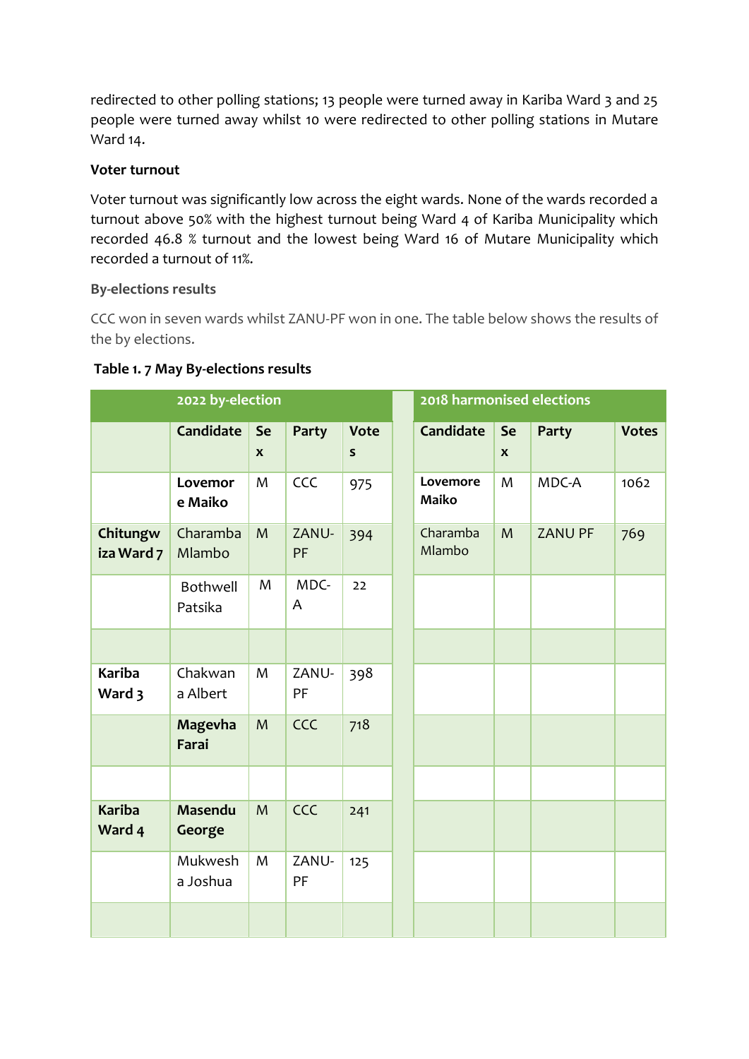redirected to other polling stations; 13 people were turned away in Kariba Ward 3 and 25 people were turned away whilst 10 were redirected to other polling stations in Mutare Ward 14.

**Voter turnout**

Voter turnout was significantly low across the eight wards. None of the wards recorded a turnout above 50% with the highest turnout being Ward 4 of Kariba Municipality which recorded 46.8 % turnout and the lowest being Ward 16 of Mutare Municipality which recorded a turnout of 11%.

### By-elections results

CCC won in seven wards whilst ZANU-PF won in one. The table below shows the results of the by elections.

**Table 1. 7 May By-elections results**

| | 2022 by-election | | | | | 2018 harmonised elections | | | |
|---|---|---|---|---|---|---|---|---|---|
| | **Candidate** | **Sex** | **Party** | **Votes** | | **Candidate** | **Sex** | **Party** | **Votes** |
| | **Lovemore Maiko** | M | CCC | 975 | | **Lovemore Maiko** | M | MDC-A | 1062 |
| **Chitungwiza Ward 7** | Charamba Mlambo | M | ZANU-PF | 394 | | Charamba Mlambo | M | ZANU PF | 769 |
| | Bothwell Patsika | M | MDC-A | 22 | | | | | |
| | | | | | | | | | |
| **Kariba Ward 3** | Chakwana Albert | M | ZANU-PF | 398 | | | | | |
| | **Magevha Farai** | M | CCC | 718 | | | | | |
| | | | | | | | | | |
| **Kariba Ward 4** | **Masendu George** | M | CCC | 241 | | | | | |
| | Mukwesha Joshua | M | ZANU-PF | 125 | | | | | |
| | | | | | | | | | |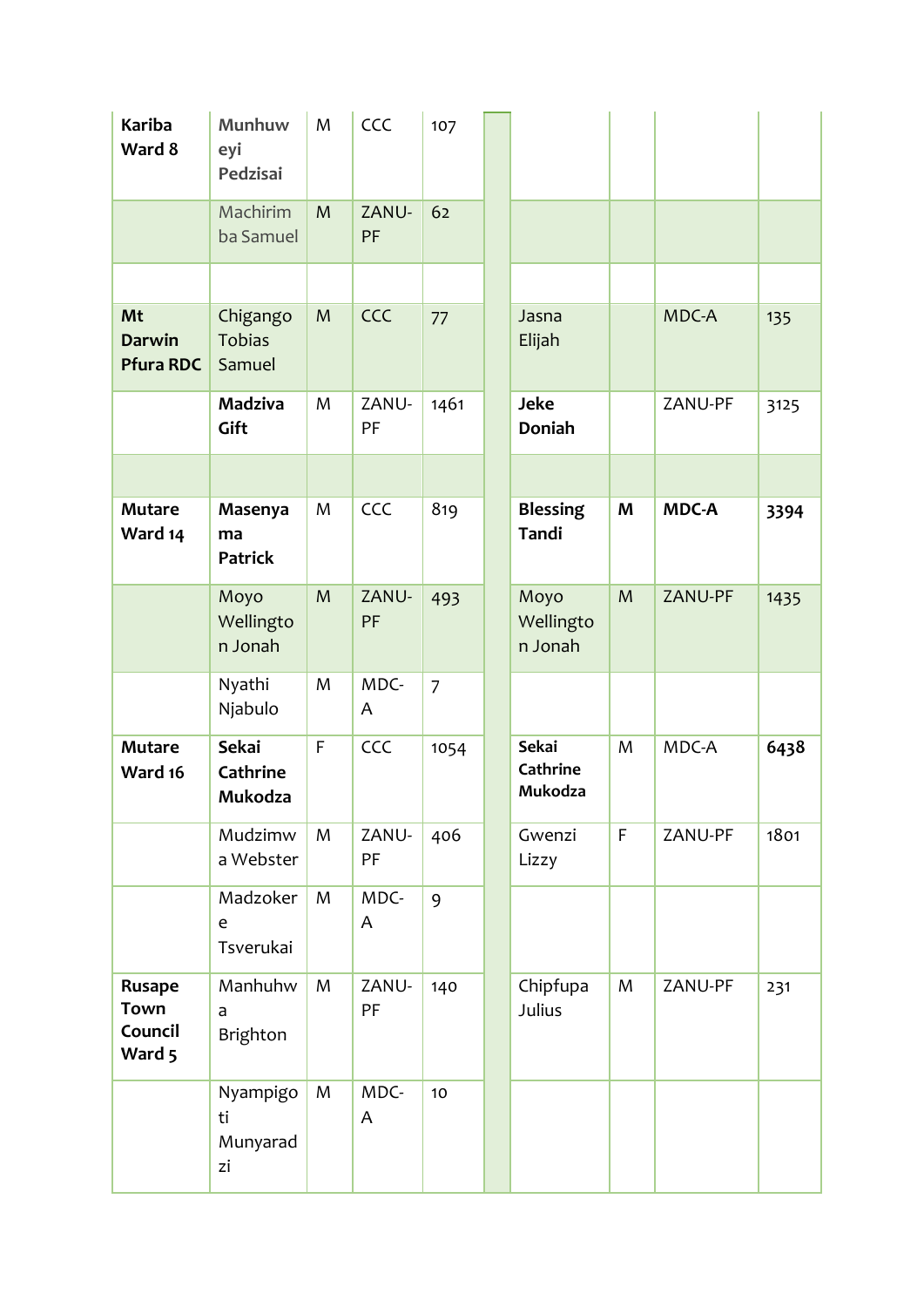| | | | | | | | | | |
|---|---|---|---|---|---|---|---|---|---|
| **Kariba Ward 8** | **Munhuweyi Pedzisai** | M | CCC | 107 | | | | | |
| | Machirimba Samuel | M | ZANU-PF | 62 | | | | | |
| | | | | | | | | | |
| **Mt Darwin Pfura RDC** | Chigango Tobias Samuel | M | CCC | 77 | | Jasna Elijah | | MDC-A | 135 |
| | **Madziva Gift** | M | ZANU-PF | 1461 | | **Jeke Doniah** | | ZANU-PF | 3125 |
| | | | | | | | | | |
| **Mutare Ward 14** | **Masenyama Patrick** | M | CCC | 819 | | **Blessing Tandi** | **M** | **MDC-A** | **3394** |
| | Moyo Wellington Jonah | M | ZANU-PF | 493 | | Moyo Wellington Jonah | M | ZANU-PF | 1435 |
| | Nyathi Njabulo | M | MDC-A | 7 | | | | | |
| **Mutare Ward 16** | **Sekai Cathrine Mukodza** | F | CCC | 1054 | | **Sekai Cathrine Mukodza** | M | MDC-A | **6438** |
| | Mudzimwa Webster | M | ZANU-PF | 406 | | Gwenzi Lizzy | F | ZANU-PF | 1801 |
| | Madzokere Tsverukai | M | MDC-A | 9 | | | | | |
| **Rusape Town Council Ward 5** | Manhuhwa Brighton | M | ZANU-PF | 140 | | Chipfupa Julius | M | ZANU-PF | 231 |
| | Nyampigoti Munyaradzi | M | MDC-A | 10 | | | | | |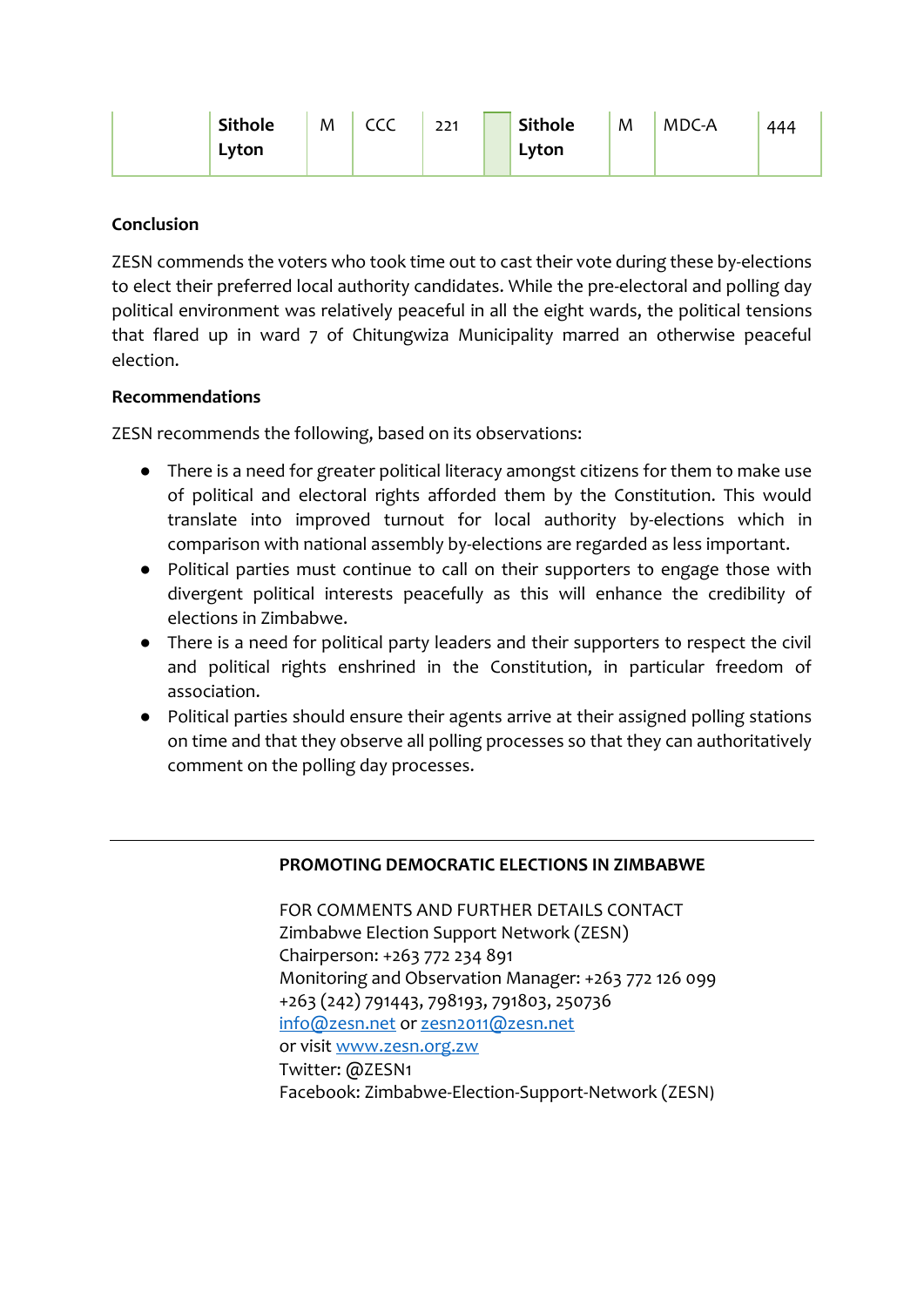| | | | | | | | | |
|---|---|---|---|---|---|---|---|---|
| | **Sithole Lyton** | M | CCC | 221 | | **Sithole Lyton** | M | MDC-A | 444 |

**Conclusion**

ZESN commends the voters who took time out to cast their vote during these by-elections to elect their preferred local authority candidates. While the pre-electoral and polling day political environment was relatively peaceful in all the eight wards, the political tensions that flared up in ward 7 of Chitungwiza Municipality marred an otherwise peaceful election.

**Recommendations**

ZESN recommends the following, based on its observations:

- There is a need for greater political literacy amongst citizens for them to make use of political and electoral rights afforded them by the Constitution. This would translate into improved turnout for local authority by-elections which in comparison with national assembly by-elections are regarded as less important.
- Political parties must continue to call on their supporters to engage those with divergent political interests peacefully as this will enhance the credibility of elections in Zimbabwe.
- There is a need for political party leaders and their supporters to respect the civil and political rights enshrined in the Constitution, in particular freedom of association.
- Political parties should ensure their agents arrive at their assigned polling stations on time and that they observe all polling processes so that they can authoritatively comment on the polling day processes.

---

**PROMOTING DEMOCRATIC ELECTIONS IN ZIMBABWE**

FOR COMMENTS AND FURTHER DETAILS CONTACT
Zimbabwe Election Support Network (ZESN)
Chairperson: +263 772 234 891
Monitoring and Observation Manager: +263 772 126 099
+263 (242) 791443, 798193, 791803, 250736
info@zesn.net or zesn2011@zesn.net
or visit www.zesn.org.zw
Twitter: @ZESN1
Facebook: Zimbabwe-Election-Support-Network (ZESN)